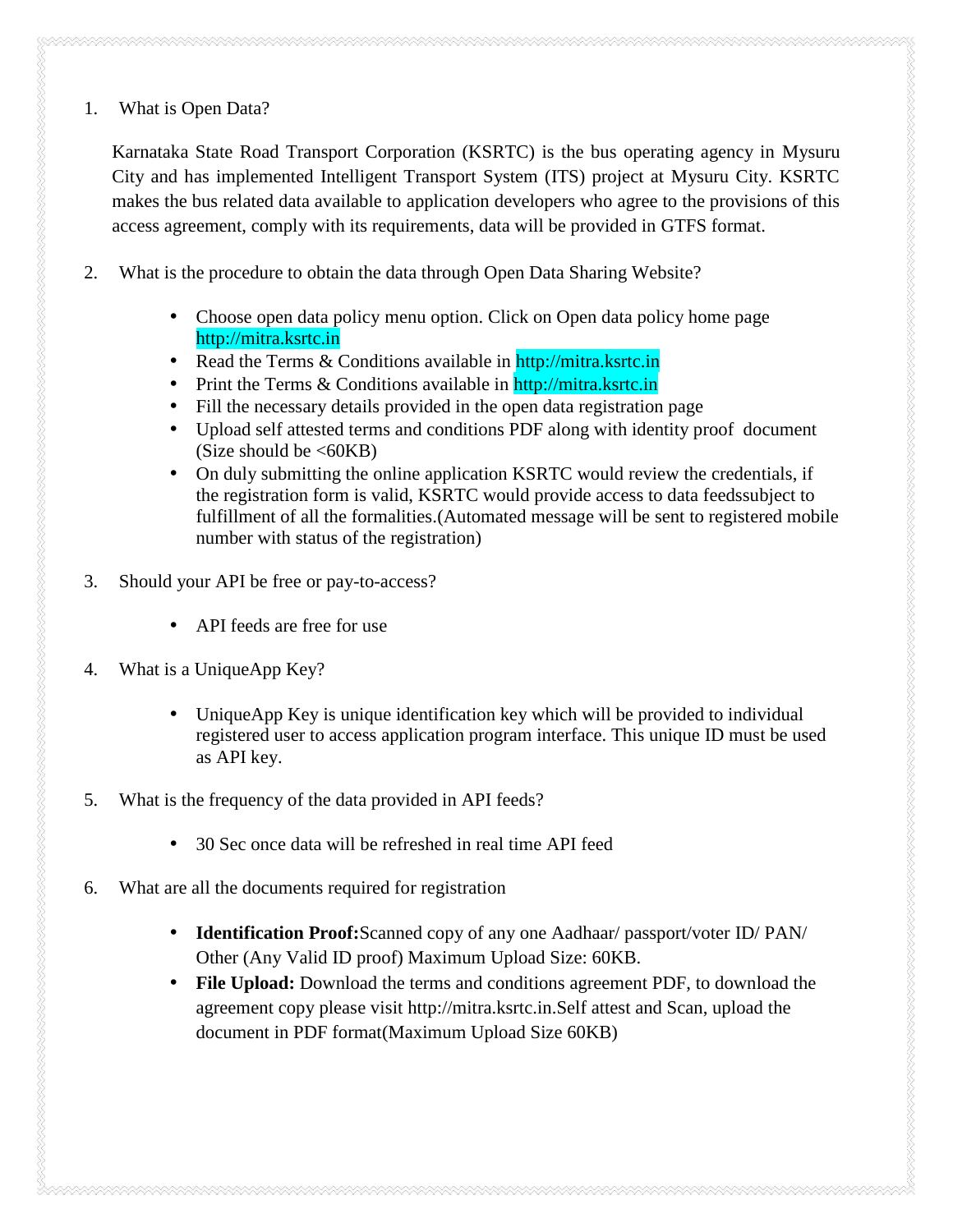1. What is Open Data?

   Karnataka State Road Transport Corporation (KSRTC) is the bus operating agency in Mysuru City and has implemented Intelligent Transport System (ITS) project at Mysuru City. KSRTC makes the bus related data available to application developers who agree to the provisions of this access agreement, comply with its requirements, data will be provided in GTFS format.

2. What is the procedure to obtain the data through Open Data Sharing Website?

   - Choose open data policy menu option. Click on Open data policy home page http://mitra.ksrtc.in
   - Read the Terms & Conditions available in http://mitra.ksrtc.in
   - Print the Terms & Conditions available in http://mitra.ksrtc.in
   - Fill the necessary details provided in the open data registration page
   - Upload self attested terms and conditions PDF along with identity proof document (Size should be <60KB)
   - On duly submitting the online application KSRTC would review the credentials, if the registration form is valid, KSRTC would provide access to data feedssubject to fulfillment of all the formalities.(Automated message will be sent to registered mobile number with status of the registration)

3. Should your API be free or pay-to-access?

   - API feeds are free for use

4. What is a UniqueApp Key?

   - UniqueApp Key is unique identification key which will be provided to individual registered user to access application program interface. This unique ID must be used as API key.

5. What is the frequency of the data provided in API feeds?

   - 30 Sec once data will be refreshed in real time API feed

6. What are all the documents required for registration

   - **Identification Proof:**Scanned copy of any one Aadhaar/ passport/voter ID/ PAN/ Other (Any Valid ID proof) Maximum Upload Size: 60KB.
   - **File Upload:** Download the terms and conditions agreement PDF, to download the agreement copy please visit http://mitra.ksrtc.in.Self attest and Scan, upload the document in PDF format(Maximum Upload Size 60KB)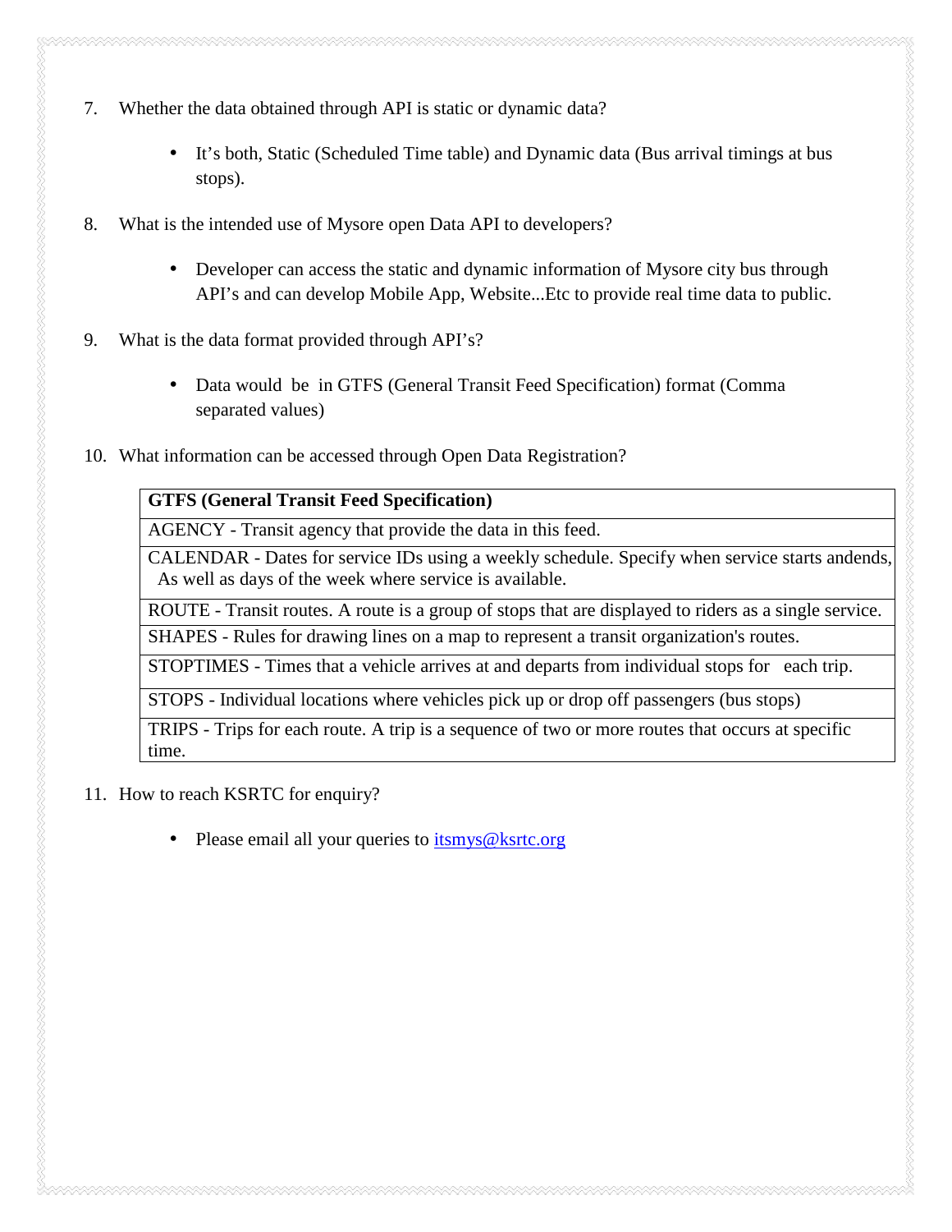7. Whether the data obtained through API is static or dynamic data?

    - It's both, Static (Scheduled Time table) and Dynamic data (Bus arrival timings at bus stops).

8. What is the intended use of Mysore open Data API to developers?

    - Developer can access the static and dynamic information of Mysore city bus through API's and can develop Mobile App, Website...Etc to provide real time data to public.

9. What is the data format provided through API's?

    - Data would be in GTFS (General Transit Feed Specification) format (Comma separated values)

10. What information can be accessed through Open Data Registration?

| **GTFS (General Transit Feed Specification)** |
|---|
| AGENCY - Transit agency that provide the data in this feed. |
| CALENDAR - Dates for service IDs using a weekly schedule. Specify when service starts andends, As well as days of the week where service is available. |
| ROUTE - Transit routes. A route is a group of stops that are displayed to riders as a single service. |
| SHAPES - Rules for drawing lines on a map to represent a transit organization's routes. |
| STOPTIMES - Times that a vehicle arrives at and departs from individual stops for each trip. |
| STOPS - Individual locations where vehicles pick up or drop off passengers (bus stops) |
| TRIPS - Trips for each route. A trip is a sequence of two or more routes that occurs at specific time. |

11. How to reach KSRTC for enquiry?

    - Please email all your queries to itsmys@ksrtc.org